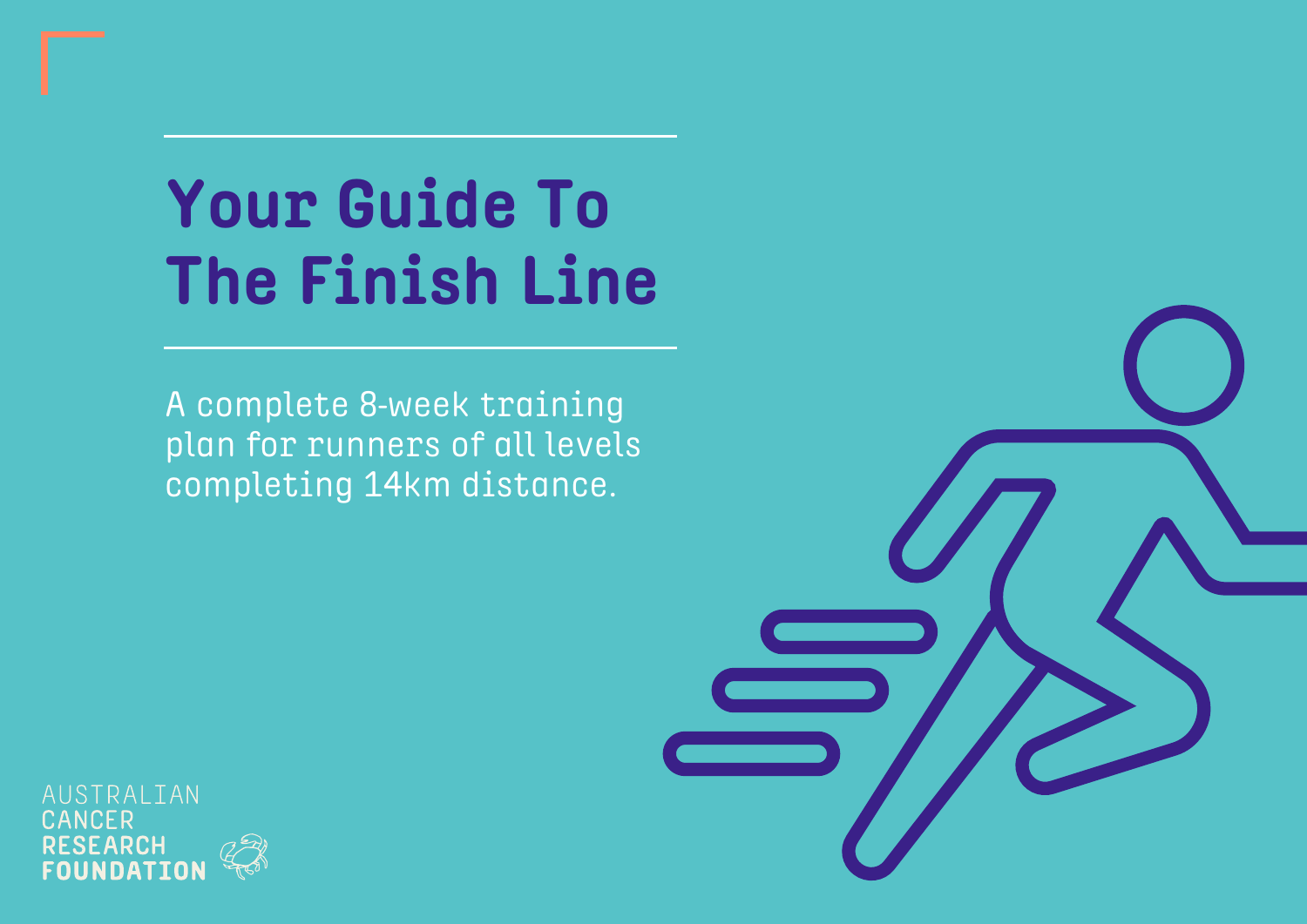# Your Guide To The Finish Line

A complete 8-week training plan for runners of all levels completing 14km distance.

AUSTRALIAN
CANCER
RESEARCH
FOUNDATION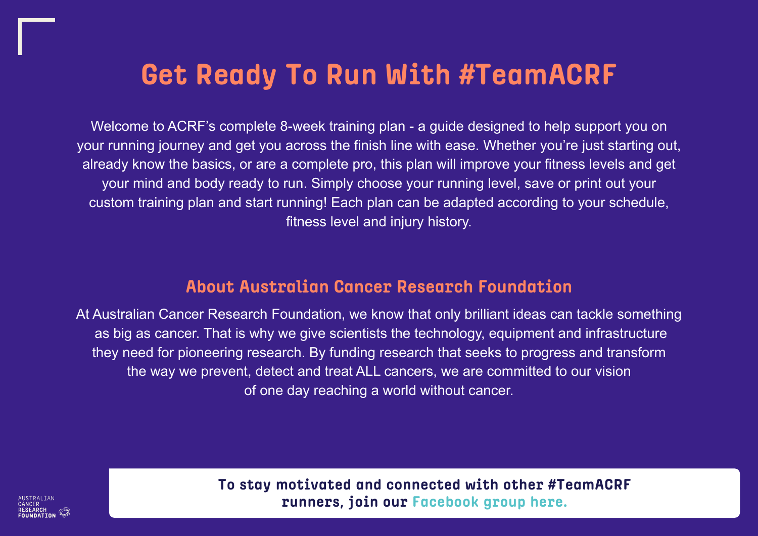# Get Ready To Run With #TeamACRF

Welcome to ACRF's complete 8-week training plan - a guide designed to help support you on your running journey and get you across the finish line with ease. Whether you're just starting out, already know the basics, or are a complete pro, this plan will improve your fitness levels and get your mind and body ready to run. Simply choose your running level, save or print out your custom training plan and start running! Each plan can be adapted according to your schedule, fitness level and injury history.

## About Australian Cancer Research Foundation

At Australian Cancer Research Foundation, we know that only brilliant ideas can tackle something as big as cancer. That is why we give scientists the technology, equipment and infrastructure they need for pioneering research. By funding research that seeks to progress and transform the way we prevent, detect and treat ALL cancers, we are committed to our vision of one day reaching a world without cancer.

**To stay motivated and connected with other #TeamACRF runners, join our Facebook group here.**

AUSTRALIAN CANCER RESEARCH FOUNDATION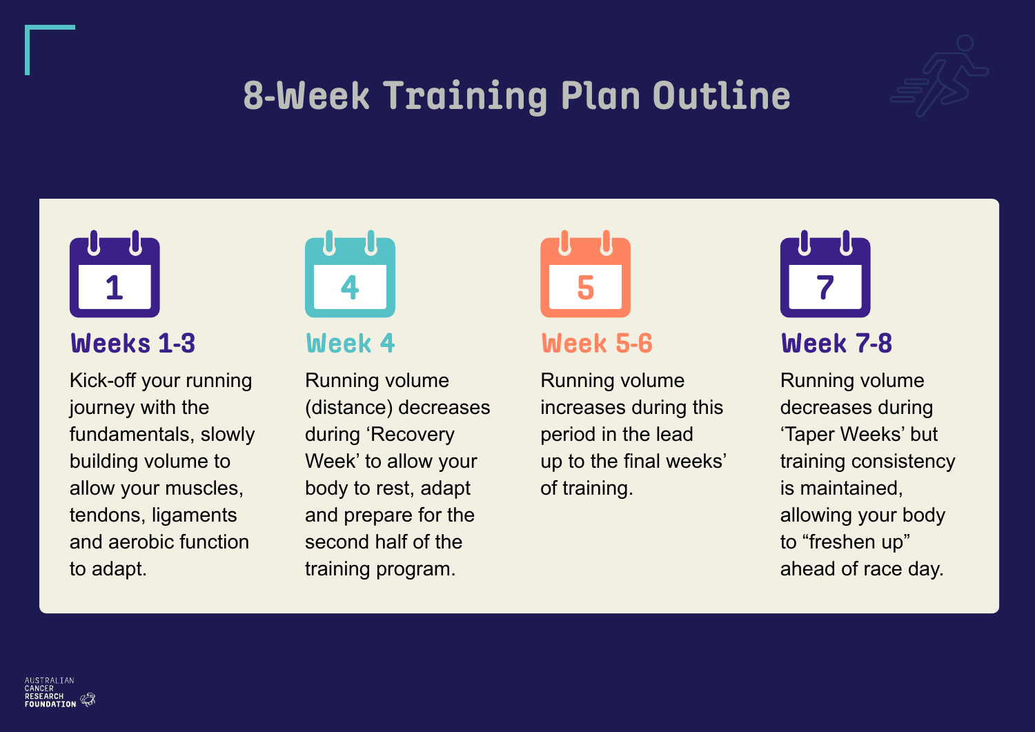# 8-Week Training Plan Outline

### Weeks 1-3

Kick-off your running journey with the fundamentals, slowly building volume to allow your muscles, tendons, ligaments and aerobic function to adapt.

### Week 4

Running volume (distance) decreases during 'Recovery Week' to allow your body to rest, adapt and prepare for the second half of the training program.

### Week 5-6

Running volume increases during this period in the lead up to the final weeks' of training.

### Week 7-8

Running volume decreases during 'Taper Weeks' but training consistency is maintained, allowing your body to "freshen up" ahead of race day.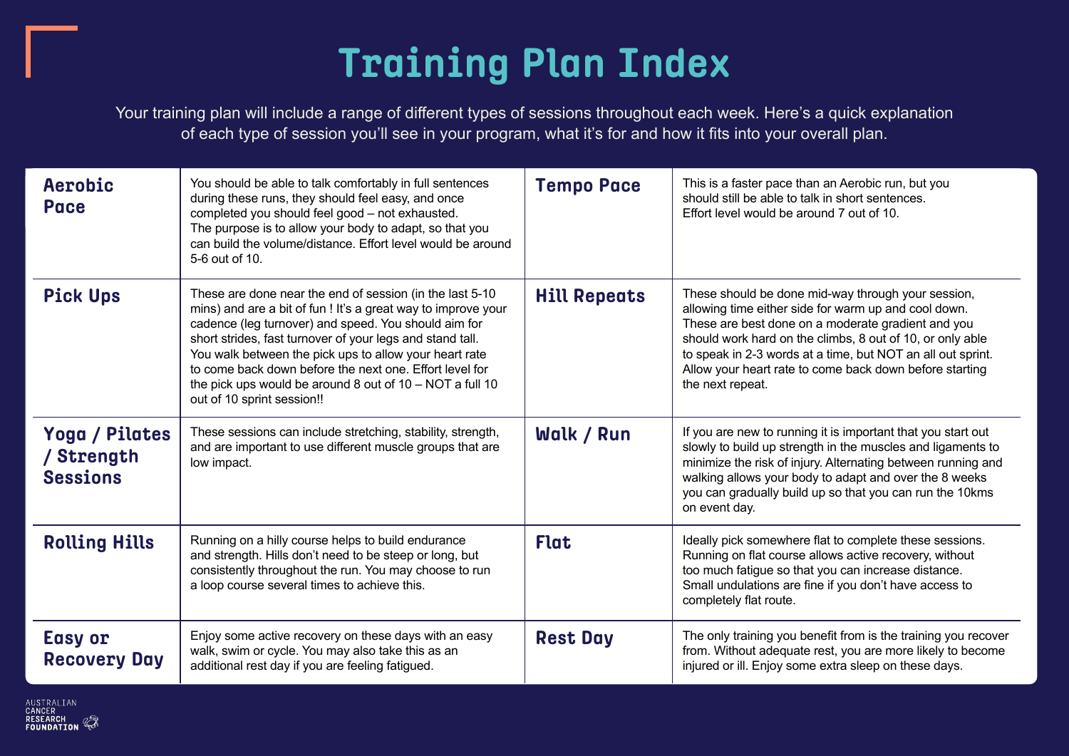# Training Plan Index

Your training plan will include a range of different types of sessions throughout each week. Here's a quick explanation of each type of session you'll see in your program, what it's for and how it fits into your overall plan.

| Session | Description | Session | Description |
| --- | --- | --- | --- |
| **Aerobic Pace** | You should be able to talk comfortably in full sentences during these runs, they should feel easy, and once completed you should feel good – not exhausted. The purpose is to allow your body to adapt, so that you can build the volume/distance. Effort level would be around 5-6 out of 10. | **Tempo Pace** | This is a faster pace than an Aerobic run, but you should still be able to talk in short sentences. Effort level would be around 7 out of 10. |
| **Pick Ups** | These are done near the end of session (in the last 5-10 mins) and are a bit of fun ! It's a great way to improve your cadence (leg turnover) and speed. You should aim for short strides, fast turnover of your legs and stand tall. You walk between the pick ups to allow your heart rate to come back down before the next one. Effort level for the pick ups would be around 8 out of 10 – NOT a full 10 out of 10 sprint session!! | **Hill Repeats** | These should be done mid-way through your session, allowing time either side for warm up and cool down. These are best done on a moderate gradient and you should work hard on the climbs, 8 out of 10, or only able to speak in 2-3 words at a time, but NOT an all out sprint. Allow your heart rate to come back down before starting the next repeat. |
| **Yoga / Pilates / Strength Sessions** | These sessions can include stretching, stability, strength, and are important to use different muscle groups that are low impact. | **Walk / Run** | If you are new to running it is important that you start out slowly to build up strength in the muscles and ligaments to minimize the risk of injury. Alternating between running and walking allows your body to adapt and over the 8 weeks you can gradually build up so that you can run the 10kms on event day. |
| **Rolling Hills** | Running on a hilly course helps to build endurance and strength. Hills don't need to be steep or long, but consistently throughout the run. You may choose to run a loop course several times to achieve this. | **Flat** | Ideally pick somewhere flat to complete these sessions. Running on flat course allows active recovery, without too much fatigue so that you can increase distance. Small undulations are fine if you don't have access to completely flat route. |
| **Easy or Recovery Day** | Enjoy some active recovery on these days with an easy walk, swim or cycle. You may also take this as an additional rest day if you are feeling fatigued. | **Rest Day** | The only training you benefit from is the training you recover from. Without adequate rest, you are more likely to become injured or ill. Enjoy some extra sleep on these days. |

AUSTRALIAN CANCER RESEARCH FOUNDATION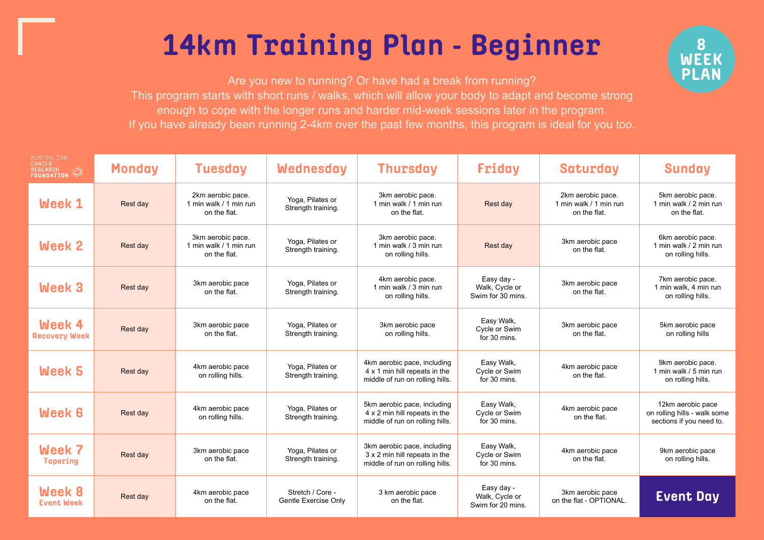# 14km Training Plan - Beginner

**8 WEEK PLAN**

Are you new to running? Or have had a break from running?
This program starts with short runs / walks, which will allow your body to adapt and become strong enough to cope with the longer runs and harder mid-week sessions later in the program.
If you have already been running 2-4km over the past few months, this program is ideal for you too.

| AUSTRALIAN CANCER RESEARCH FOUNDATION | Monday | Tuesday | Wednesday | Thursday | Friday | Saturday | Sunday |
|---|---|---|---|---|---|---|---|
| **Week 1** | Rest day | 2km aerobic pace. 1 min walk / 1 min run on the flat. | Yoga, Pilates or Strength training. | 3km aerobic pace. 1 min walk / 1 min run on the flat. | Rest day | 2km aerobic pace. 1 min walk / 1 min run on the flat. | 5km aerobic pace. 1 min walk / 2 min run on the flat. |
| **Week 2** | Rest day | 3km aerobic pace. 1 min walk / 1 min run on the flat. | Yoga, Pilates or Strength training. | 3km aerobic pace. 1 min walk / 3 min run on rolling hills. | Rest day | 3km aerobic pace on the flat. | 6km aerobic pace. 1 min walk / 2 min run on rolling hills. |
| **Week 3** | Rest day | 3km aerobic pace on the flat. | Yoga, Pilates or Strength training. | 4km aerobic pace. 1 min walk / 3 min run on rolling hills. | Easy day - Walk, Cycle or Swim for 30 mins. | 3km aerobic pace on the flat. | 7km aerobic pace. 1 min walk, 4 min run on rolling hills. |
| **Week 4** Recovery Week | Rest day | 3km aerobic pace on the flat. | Yoga, Pilates or Strength training. | 3km aerobic pace on rolling hills. | Easy Walk, Cycle or Swim for 30 mins. | 3km aerobic pace on the flat. | 5km aerobic pace on rolling hills |
| **Week 5** | Rest day | 4km aerobic pace on rolling hills. | Yoga, Pilates or Strength training. | 4km aerobic pace, including 4 x 1 min hill repeats in the middle of run on rolling hills. | Easy Walk, Cycle or Swim for 30 mins. | 4km aerobic pace on the flat. | 9km aerobic pace. 1 min walk / 5 min run on rolling hills. |
| **Week 6** | Rest day | 4km aerobic pace on rolling hills. | Yoga, Pilates or Strength training. | 5km aerobic pace, including 4 x 2 min hill repeats in the middle of run on rolling hills. | Easy Walk, Cycle or Swim for 30 mins. | 4km aerobic pace on the flat. | 12km aerobic pace on rolling hills - walk some sections if you need to. |
| **Week 7** Tapering | Rest day | 3km aerobic pace on the flat. | Yoga, Pilates or Strength training. | 3km aerobic pace, including 3 x 2 min hill repeats in the middle of run on rolling hills. | Easy Walk, Cycle or Swim for 30 mins. | 4km aerobic pace on the flat. | 9km aerobic pace on rolling hills. |
| **Week 8** Event Week | Rest day | 4km aerobic pace on the flat. | Stretch / Core - Gentle Exercise Only | 3 km aerobic pace on the flat. | Easy day - Walk, Cycle or Swim for 20 mins. | 3km aerobic pace on the flat - OPTIONAL. | **Event Day** |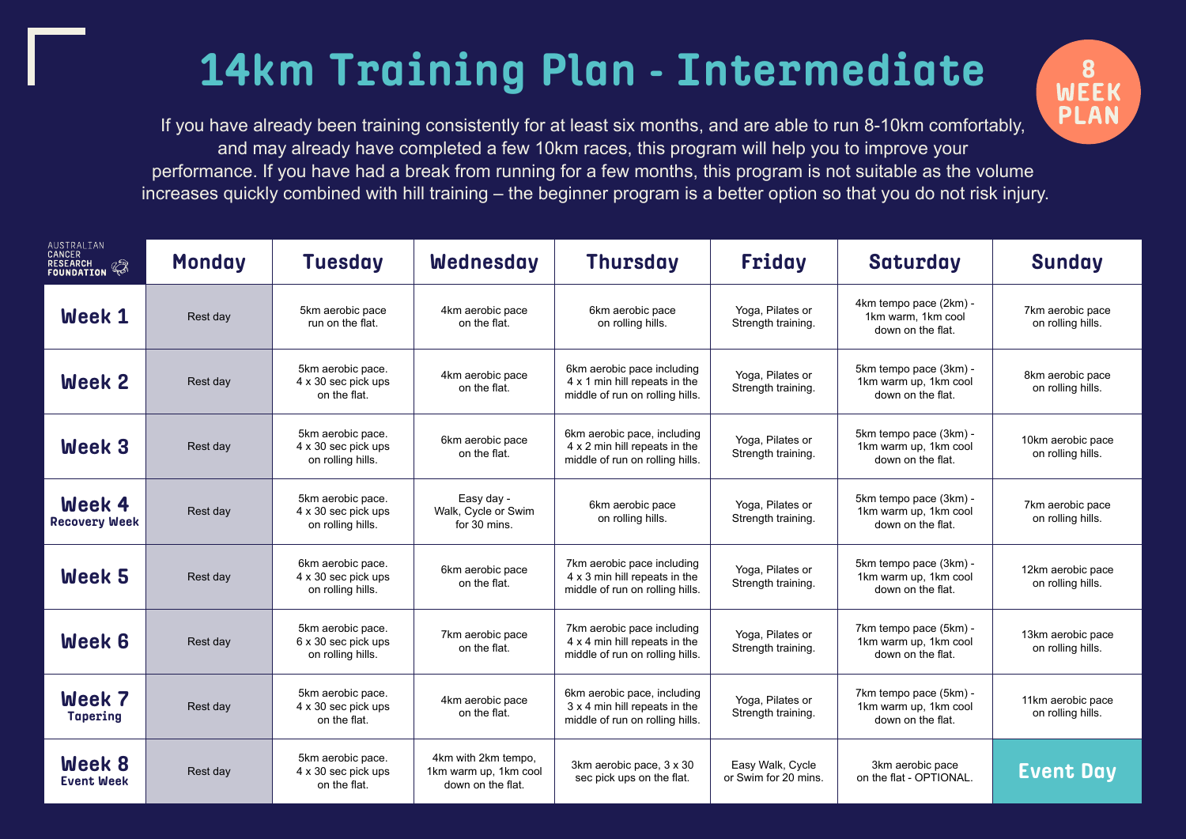# 14km Training Plan - Intermediate

**8 WEEK PLAN**

If you have already been training consistently for at least six months, and are able to run 8-10km comfortably, and may already have completed a few 10km races, this program will help you to improve your performance. If you have had a break from running for a few months, this program is not suitable as the volume increases quickly combined with hill training – the beginner program is a better option so that you do not risk injury.

| AUSTRALIAN CANCER RESEARCH FOUNDATION | Monday | Tuesday | Wednesday | Thursday | Friday | Saturday | Sunday |
|---|---|---|---|---|---|---|---|
| **Week 1** | Rest day | 5km aerobic pace run on the flat. | 4km aerobic pace on the flat. | 6km aerobic pace on rolling hills. | Yoga, Pilates or Strength training. | 4km tempo pace (2km) - 1km warm, 1km cool down on the flat. | 7km aerobic pace on rolling hills. |
| **Week 2** | Rest day | 5km aerobic pace. 4 x 30 sec pick ups on the flat. | 4km aerobic pace on the flat. | 6km aerobic pace including 4 x 1 min hill repeats in the middle of run on rolling hills. | Yoga, Pilates or Strength training. | 5km tempo pace (3km) - 1km warm up, 1km cool down on the flat. | 8km aerobic pace on rolling hills. |
| **Week 3** | Rest day | 5km aerobic pace. 4 x 30 sec pick ups on rolling hills. | 6km aerobic pace on the flat. | 6km aerobic pace, including 4 x 2 min hill repeats in the middle of run on rolling hills. | Yoga, Pilates or Strength training. | 5km tempo pace (3km) - 1km warm up, 1km cool down on the flat. | 10km aerobic pace on rolling hills. |
| **Week 4** Recovery Week | Rest day | 5km aerobic pace. 4 x 30 sec pick ups on rolling hills. | Easy day - Walk, Cycle or Swim for 30 mins. | 6km aerobic pace on rolling hills. | Yoga, Pilates or Strength training. | 5km tempo pace (3km) - 1km warm up, 1km cool down on the flat. | 7km aerobic pace on rolling hills. |
| **Week 5** | Rest day | 6km aerobic pace. 4 x 30 sec pick ups on rolling hills. | 6km aerobic pace on the flat. | 7km aerobic pace including 4 x 3 min hill repeats in the middle of run on rolling hills. | Yoga, Pilates or Strength training. | 5km tempo pace (3km) - 1km warm up, 1km cool down on the flat. | 12km aerobic pace on rolling hills. |
| **Week 6** | Rest day | 5km aerobic pace. 6 x 30 sec pick ups on rolling hills. | 7km aerobic pace on the flat. | 7km aerobic pace including 4 x 4 min hill repeats in the middle of run on rolling hills. | Yoga, Pilates or Strength training. | 7km tempo pace (5km) - 1km warm up, 1km cool down on the flat. | 13km aerobic pace on rolling hills. |
| **Week 7** Tapering | Rest day | 5km aerobic pace. 4 x 30 sec pick ups on the flat. | 4km aerobic pace on the flat. | 6km aerobic pace, including 3 x 4 min hill repeats in the middle of run on rolling hills. | Yoga, Pilates or Strength training. | 7km tempo pace (5km) - 1km warm up, 1km cool down on the flat. | 11km aerobic pace on rolling hills. |
| **Week 8** Event Week | Rest day | 5km aerobic pace. 4 x 30 sec pick ups on the flat. | 4km with 2km tempo, 1km warm up, 1km cool down on the flat. | 3km aerobic pace, 3 x 30 sec pick ups on the flat. | Easy Walk, Cycle or Swim for 20 mins. | 3km aerobic pace on the flat - OPTIONAL. | **Event Day** |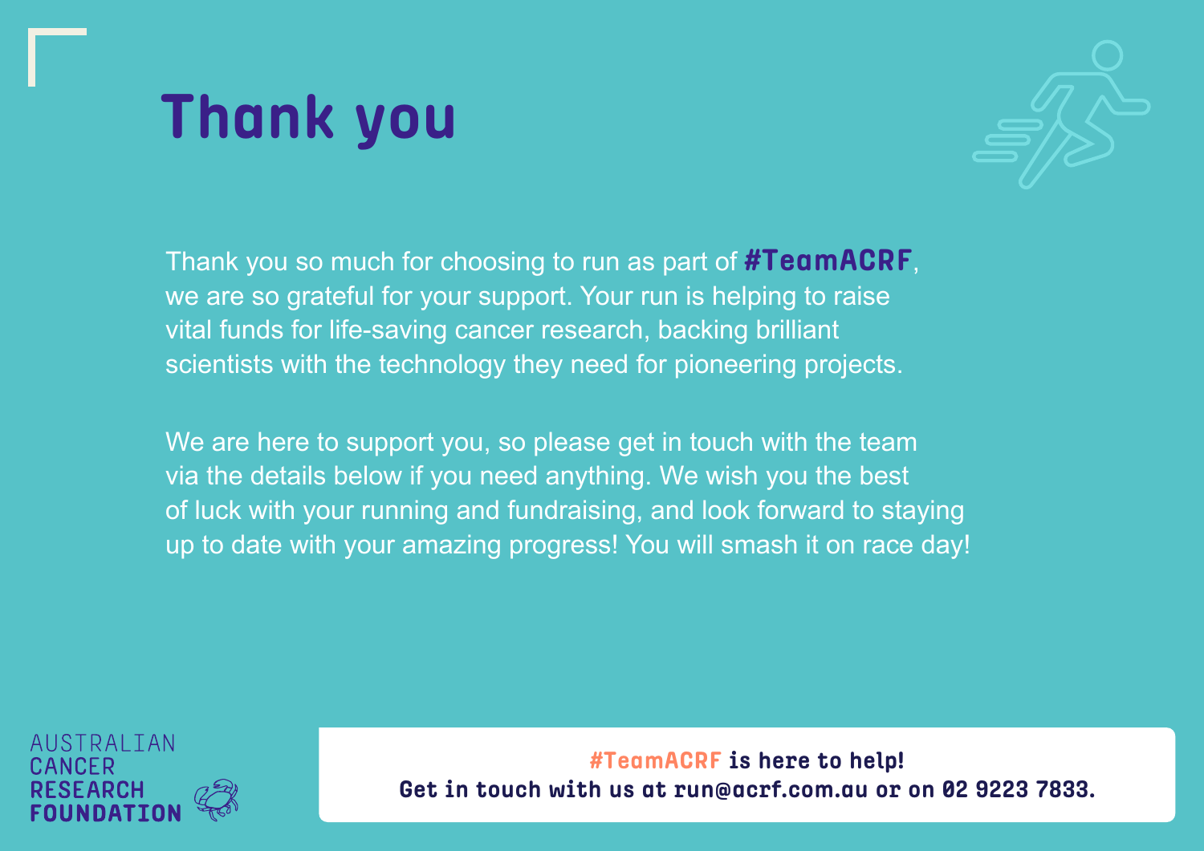# Thank you

Thank you so much for choosing to run as part of **#TeamACRF**, we are so grateful for your support. Your run is helping to raise vital funds for life-saving cancer research, backing brilliant scientists with the technology they need for pioneering projects.

We are here to support you, so please get in touch with the team via the details below if you need anything. We wish you the best of luck with your running and fundraising, and look forward to staying up to date with your amazing progress! You will smash it on race day!

AUSTRALIAN CANCER RESEARCH FOUNDATION

**#TeamACRF is here to help!**
**Get in touch with us at run@acrf.com.au or on 02 9223 7833.**